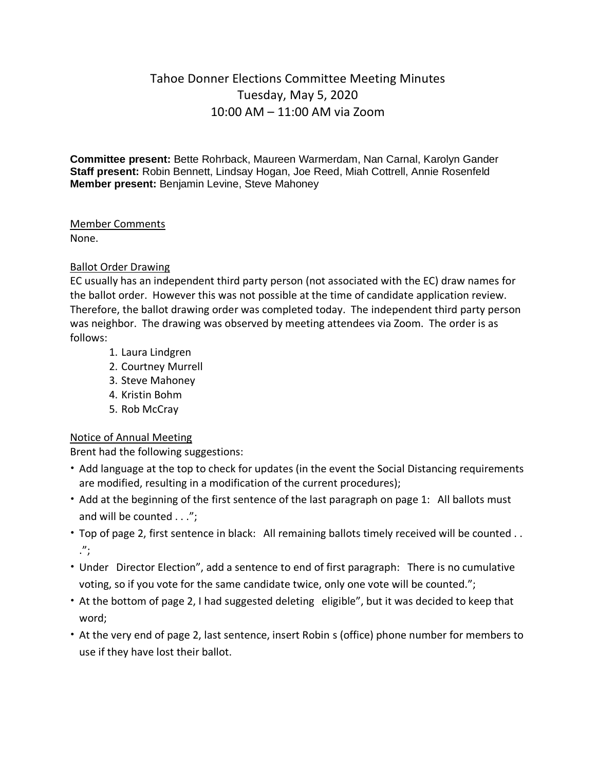# Tahoe Donner Elections Committee Meeting Minutes
Tuesday, May 5, 2020
10:00 AM – 11:00 AM via Zoom

**Committee present:** Bette Rohrback, Maureen Warmerdam, Nan Carnal, Karolyn Gander
**Staff present:** Robin Bennett, Lindsay Hogan, Joe Reed, Miah Cottrell, Annie Rosenfeld
**Member present:** Benjamin Levine, Steve Mahoney

Member Comments

None.

Ballot Order Drawing

EC usually has an independent third party person (not associated with the EC) draw names for the ballot order. However this was not possible at the time of candidate application review. Therefore, the ballot drawing order was completed today. The independent third party person was neighbor. The drawing was observed by meeting attendees via Zoom. The order is as follows:

1. Laura Lindgren
2. Courtney Murrell
3. Steve Mahoney
4. Kristin Bohm
5. Rob McCray

Notice of Annual Meeting

Brent had the following suggestions:

- Add language at the top to check for updates (in the event the Social Distancing requirements are modified, resulting in a modification of the current procedures);
- Add at the beginning of the first sentence of the last paragraph on page 1: All ballots must and will be counted . . .";
- Top of page 2, first sentence in black: All remaining ballots timely received will be counted . . .";
- Under Director Election", add a sentence to end of first paragraph: There is no cumulative voting, so if you vote for the same candidate twice, only one vote will be counted.";
- At the bottom of page 2, I had suggested deleting eligible", but it was decided to keep that word;
- At the very end of page 2, last sentence, insert Robin s (office) phone number for members to use if they have lost their ballot.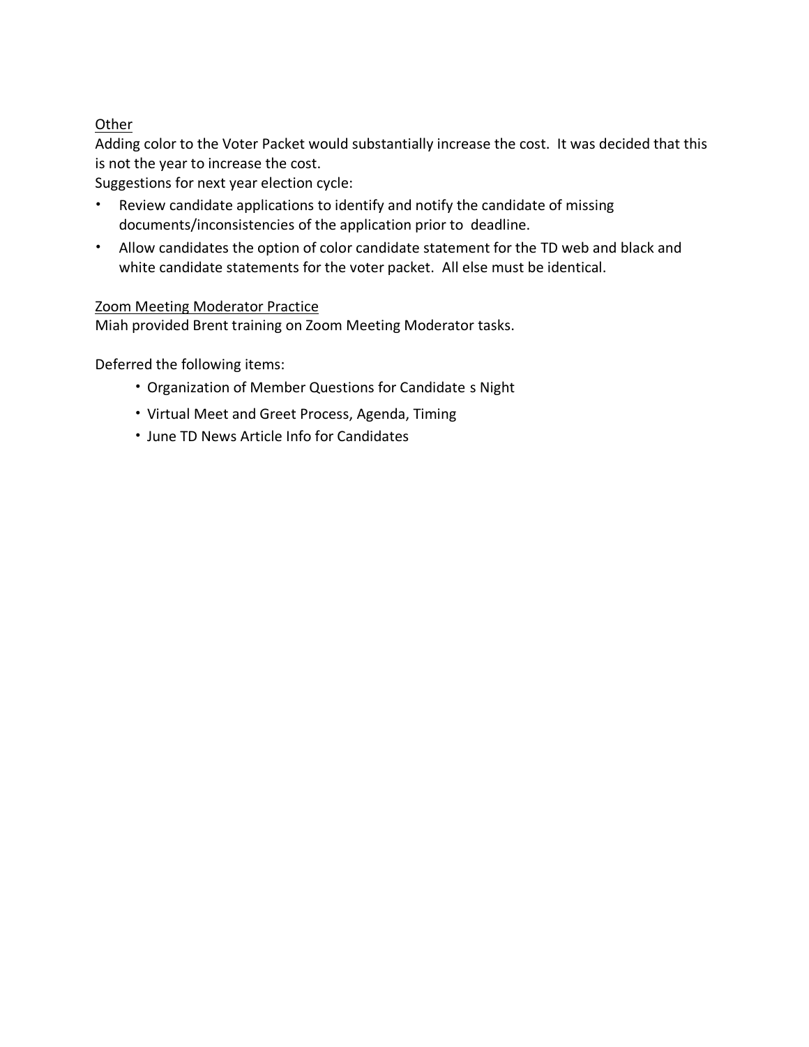<u>Other</u>

Adding color to the Voter Packet would substantially increase the cost. It was decided that this is not the year to increase the cost.

Suggestions for next year election cycle:

- Review candidate applications to identify and notify the candidate of missing documents/inconsistencies of the application prior to deadline.
- Allow candidates the option of color candidate statement for the TD web and black and white candidate statements for the voter packet. All else must be identical.

<u>Zoom Meeting Moderator Practice</u>

Miah provided Brent training on Zoom Meeting Moderator tasks.

Deferred the following items:

- Organization of Member Questions for Candidate s Night
- Virtual Meet and Greet Process, Agenda, Timing
- June TD News Article Info for Candidates